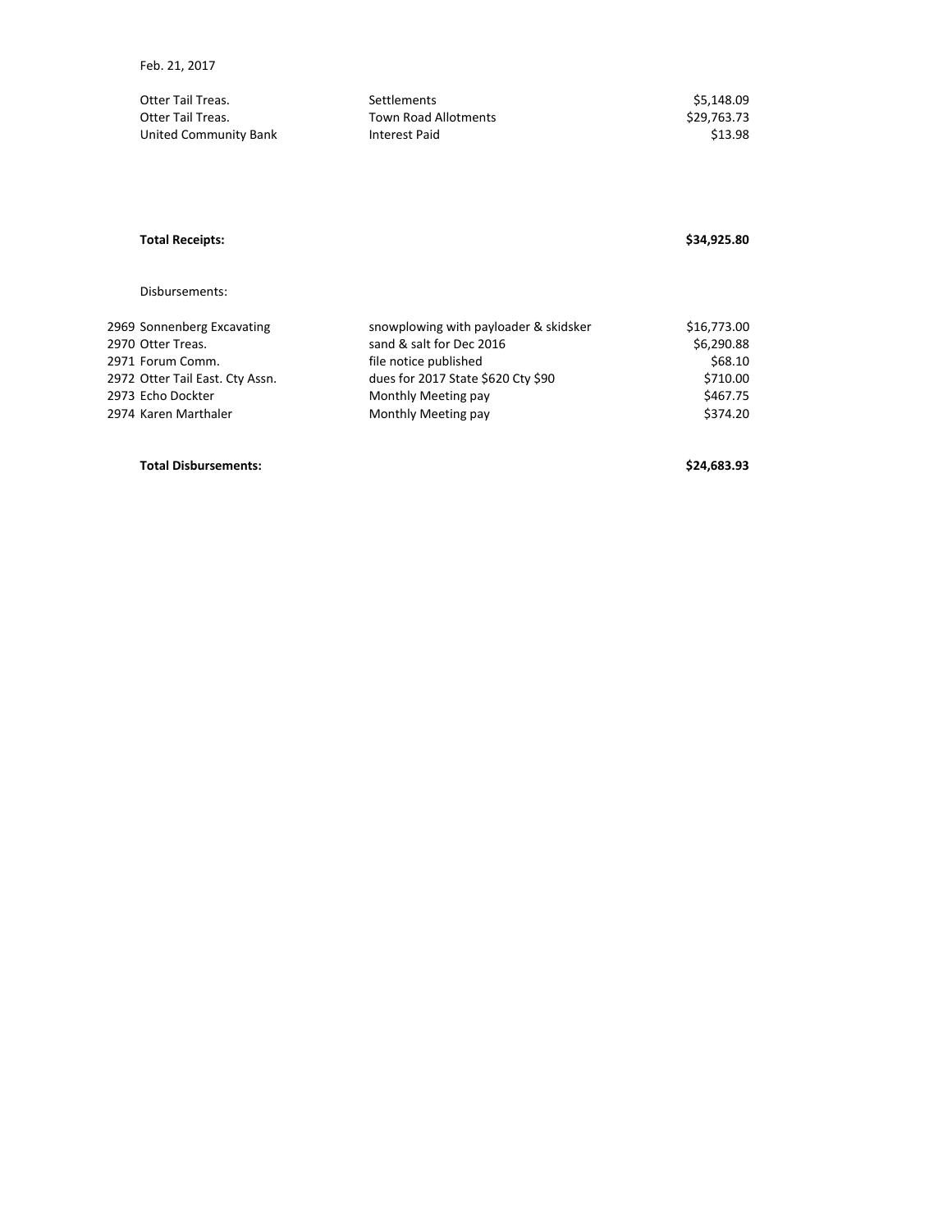Feb. 21, 2017

| | | |
|---|---|---|
| Otter Tail Treas. | Settlements | $5,148.09 |
| Otter Tail Treas. | Town Road Allotments | $29,763.73 |
| United Community Bank | Interest Paid | $13.98 |

**Total Receipts:** **$34,925.80**

Disbursements:

| | | | |
|---|---|---|---|
| 2969 | Sonnenberg Excavating | snowplowing with payloader & skidsker | $16,773.00 |
| 2970 | Otter Treas. | sand & salt for Dec 2016 | $6,290.88 |
| 2971 | Forum Comm. | file notice published | $68.10 |
| 2972 | Otter Tail East. Cty Assn. | dues for 2017 State $620 Cty $90 | $710.00 |
| 2973 | Echo Dockter | Monthly Meeting pay | $467.75 |
| 2974 | Karen Marthaler | Monthly Meeting pay | $374.20 |

**Total Disbursements:** **$24,683.93**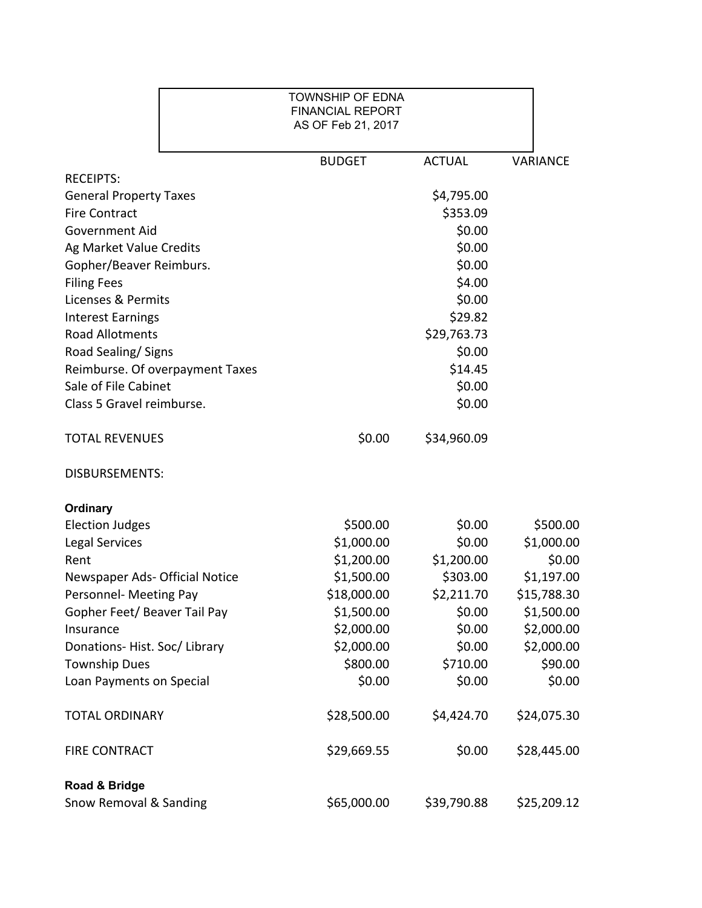TOWNSHIP OF EDNA
FINANCIAL REPORT
AS OF Feb 21, 2017

| | BUDGET | ACTUAL | VARIANCE |
|---|---|---|---|
| RECEIPTS: | | | |
| General Property Taxes | | $4,795.00 | |
| Fire Contract | | $353.09 | |
| Government Aid | | $0.00 | |
| Ag Market Value Credits | | $0.00 | |
| Gopher/Beaver Reimburs. | | $0.00 | |
| Filing Fees | | $4.00 | |
| Licenses & Permits | | $0.00 | |
| Interest Earnings | | $29.82 | |
| Road Allotments | | $29,763.73 | |
| Road Sealing/ Signs | | $0.00 | |
| Reimburse. Of overpayment Taxes | | $14.45 | |
| Sale of File Cabinet | | $0.00 | |
| Class 5 Gravel reimburse. | | $0.00 | |
| TOTAL REVENUES | $0.00 | $34,960.09 | |
| DISBURSEMENTS: | | | |
| **Ordinary** | | | |
| Election Judges | $500.00 | $0.00 | $500.00 |
| Legal Services | $1,000.00 | $0.00 | $1,000.00 |
| Rent | $1,200.00 | $1,200.00 | $0.00 |
| Newspaper Ads- Official Notice | $1,500.00 | $303.00 | $1,197.00 |
| Personnel- Meeting Pay | $18,000.00 | $2,211.70 | $15,788.30 |
| Gopher Feet/ Beaver Tail Pay | $1,500.00 | $0.00 | $1,500.00 |
| Insurance | $2,000.00 | $0.00 | $2,000.00 |
| Donations- Hist. Soc/ Library | $2,000.00 | $0.00 | $2,000.00 |
| Township Dues | $800.00 | $710.00 | $90.00 |
| Loan Payments on Special | $0.00 | $0.00 | $0.00 |
| TOTAL ORDINARY | $28,500.00 | $4,424.70 | $24,075.30 |
| FIRE CONTRACT | $29,669.55 | $0.00 | $28,445.00 |
| **Road & Bridge** | | | |
| Snow Removal & Sanding | $65,000.00 | $39,790.88 | $25,209.12 |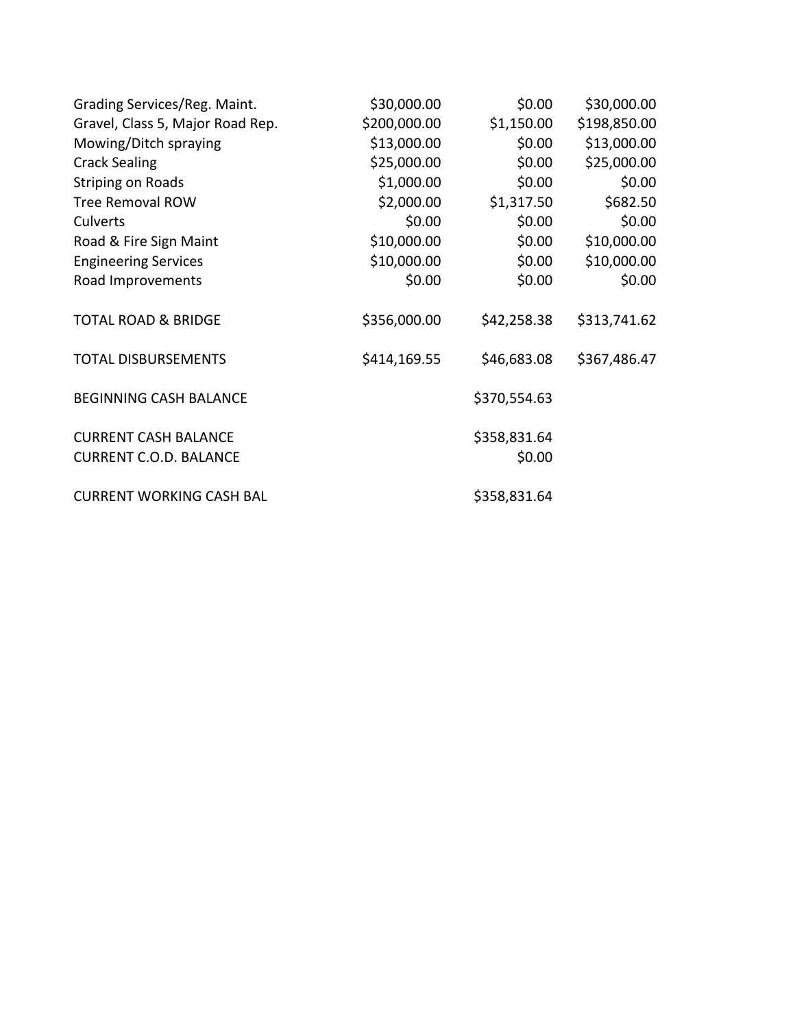| | | | |
|---|---|---|---|
| Grading Services/Reg. Maint. | $30,000.00 | $0.00 | $30,000.00 |
| Gravel, Class 5, Major Road Rep. | $200,000.00 | $1,150.00 | $198,850.00 |
| Mowing/Ditch spraying | $13,000.00 | $0.00 | $13,000.00 |
| Crack Sealing | $25,000.00 | $0.00 | $25,000.00 |
| Striping on Roads | $1,000.00 | $0.00 | $0.00 |
| Tree Removal ROW | $2,000.00 | $1,317.50 | $682.50 |
| Culverts | $0.00 | $0.00 | $0.00 |
| Road & Fire Sign Maint | $10,000.00 | $0.00 | $10,000.00 |
| Engineering Services | $10,000.00 | $0.00 | $10,000.00 |
| Road Improvements | $0.00 | $0.00 | $0.00 |
| | | | |
| TOTAL ROAD & BRIDGE | $356,000.00 | $42,258.38 | $313,741.62 |
| | | | |
| TOTAL DISBURSEMENTS | $414,169.55 | $46,683.08 | $367,486.47 |
| | | | |
| BEGINNING CASH BALANCE | | $370,554.63 | |
| | | | |
| CURRENT CASH BALANCE | | $358,831.64 | |
| CURRENT C.O.D. BALANCE | | $0.00 | |
| | | | |
| CURRENT WORKING CASH BAL | | $358,831.64 | |